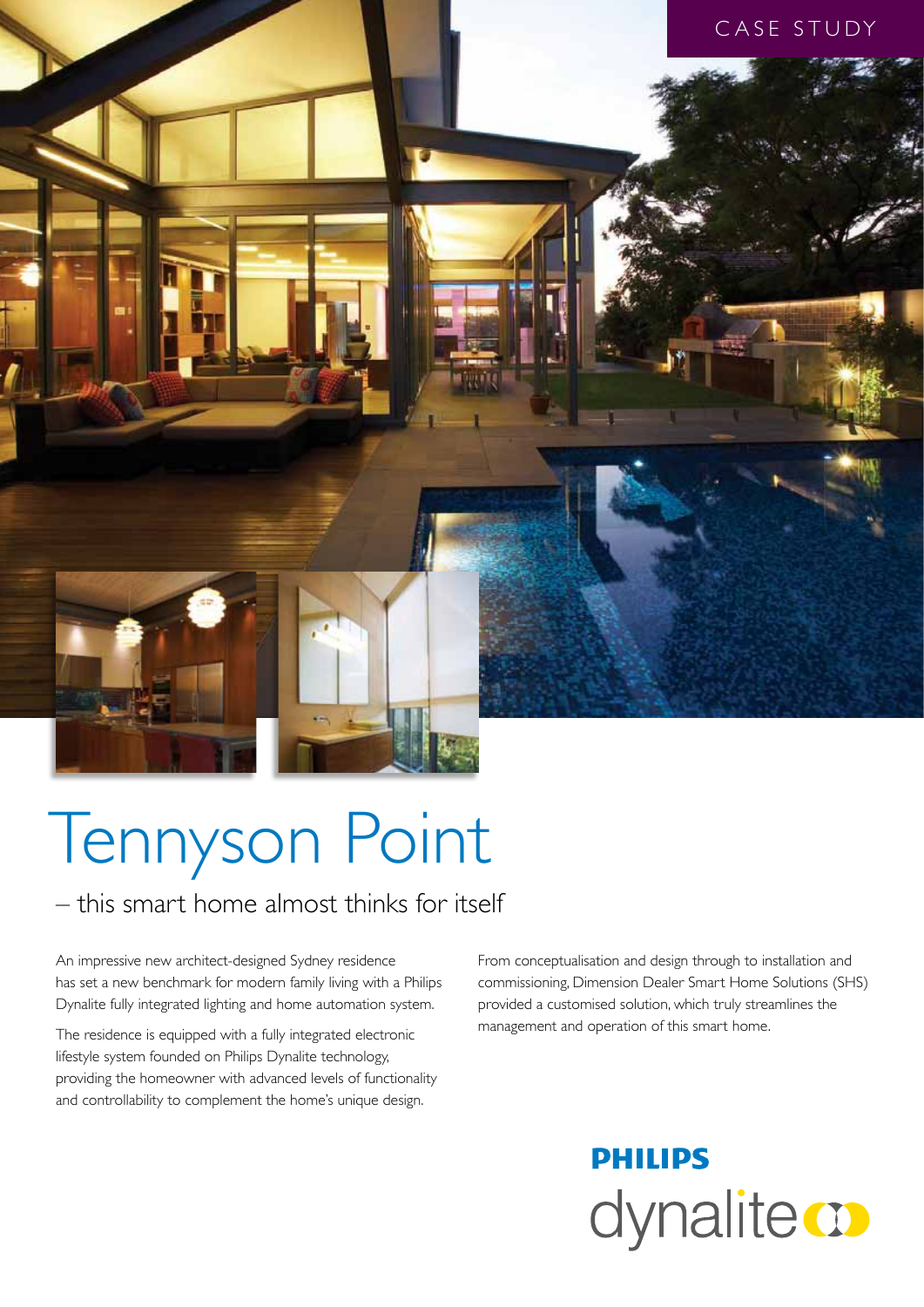CASE STUDY

# Tennyson Point

## – this smart home almost thinks for itself

An impressive new architect-designed Sydney residence has set a new benchmark for modern family living with a Philips Dynalite fully integrated lighting and home automation system.

The residence is equipped with a fully integrated electronic lifestyle system founded on Philips Dynalite technology, providing the homeowner with advanced levels of functionality and controllability to complement the home's unique design.

From conceptualisation and design through to installation and commissioning, Dimension Dealer Smart Home Solutions (SHS) provided a customised solution, which truly streamlines the management and operation of this smart home.

PHILIPS
dynalite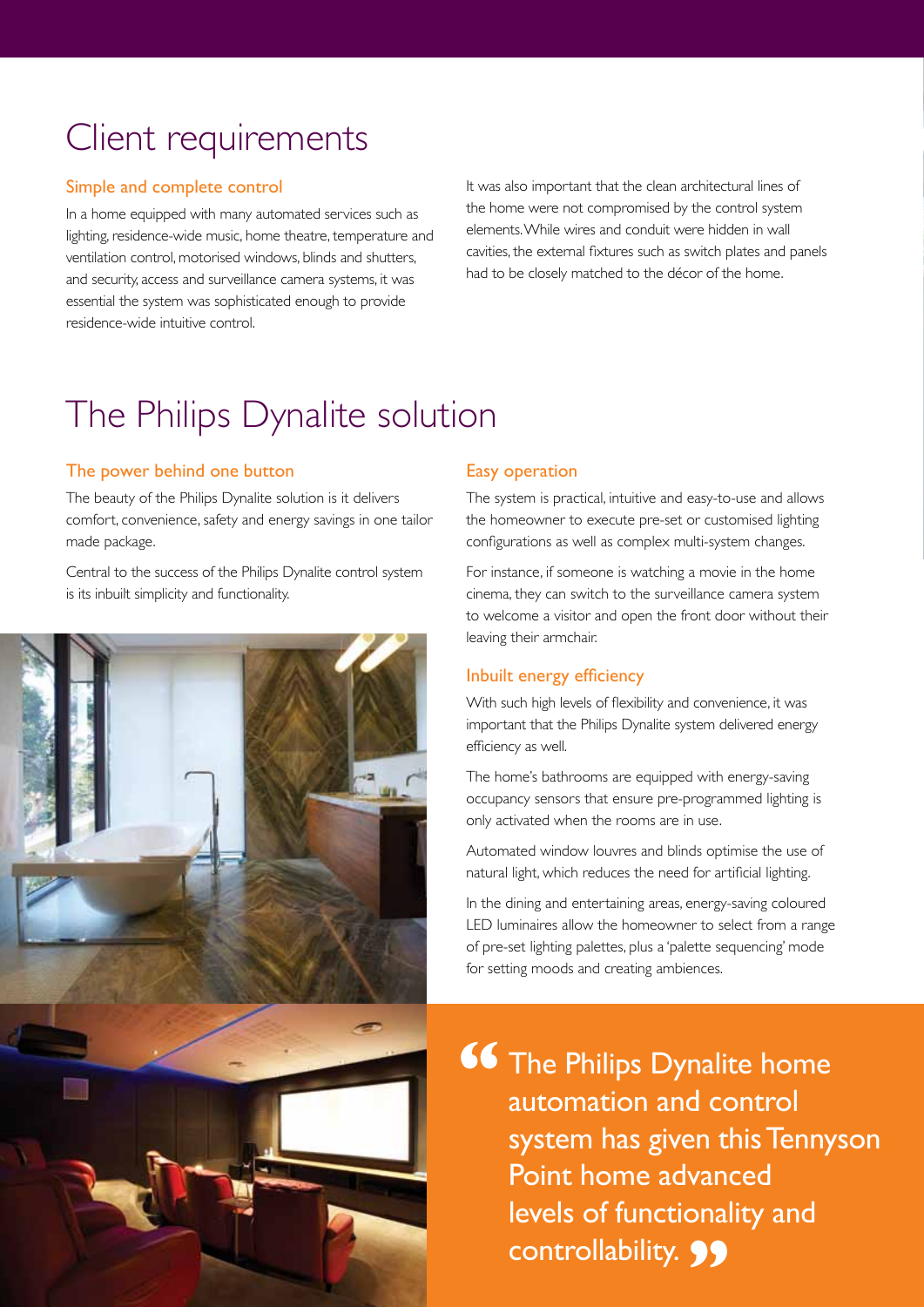# Client requirements

### Simple and complete control

In a home equipped with many automated services such as lighting, residence-wide music, home theatre, temperature and ventilation control, motorised windows, blinds and shutters, and security, access and surveillance camera systems, it was essential the system was sophisticated enough to provide residence-wide intuitive control.

It was also important that the clean architectural lines of the home were not compromised by the control system elements. While wires and conduit were hidden in wall cavities, the external fixtures such as switch plates and panels had to be closely matched to the décor of the home.

# The Philips Dynalite solution

### The power behind one button

The beauty of the Philips Dynalite solution is it delivers comfort, convenience, safety and energy savings in one tailor made package.

Central to the success of the Philips Dynalite control system is its inbuilt simplicity and functionality.

### Easy operation

The system is practical, intuitive and easy-to-use and allows the homeowner to execute pre-set or customised lighting configurations as well as complex multi-system changes.

For instance, if someone is watching a movie in the home cinema, they can switch to the surveillance camera system to welcome a visitor and open the front door without their leaving their armchair.

### Inbuilt energy efficiency

With such high levels of flexibility and convenience, it was important that the Philips Dynalite system delivered energy efficiency as well.

The home's bathrooms are equipped with energy-saving occupancy sensors that ensure pre-programmed lighting is only activated when the rooms are in use.

Automated window louvres and blinds optimise the use of natural light, which reduces the need for artificial lighting.

In the dining and entertaining areas, energy-saving coloured LED luminaires allow the homeowner to select from a range of pre-set lighting palettes, plus a 'palette sequencing' mode for setting moods and creating ambiences.

> "The Philips Dynalite home automation and control system has given this Tennyson Point home advanced levels of functionality and controllability."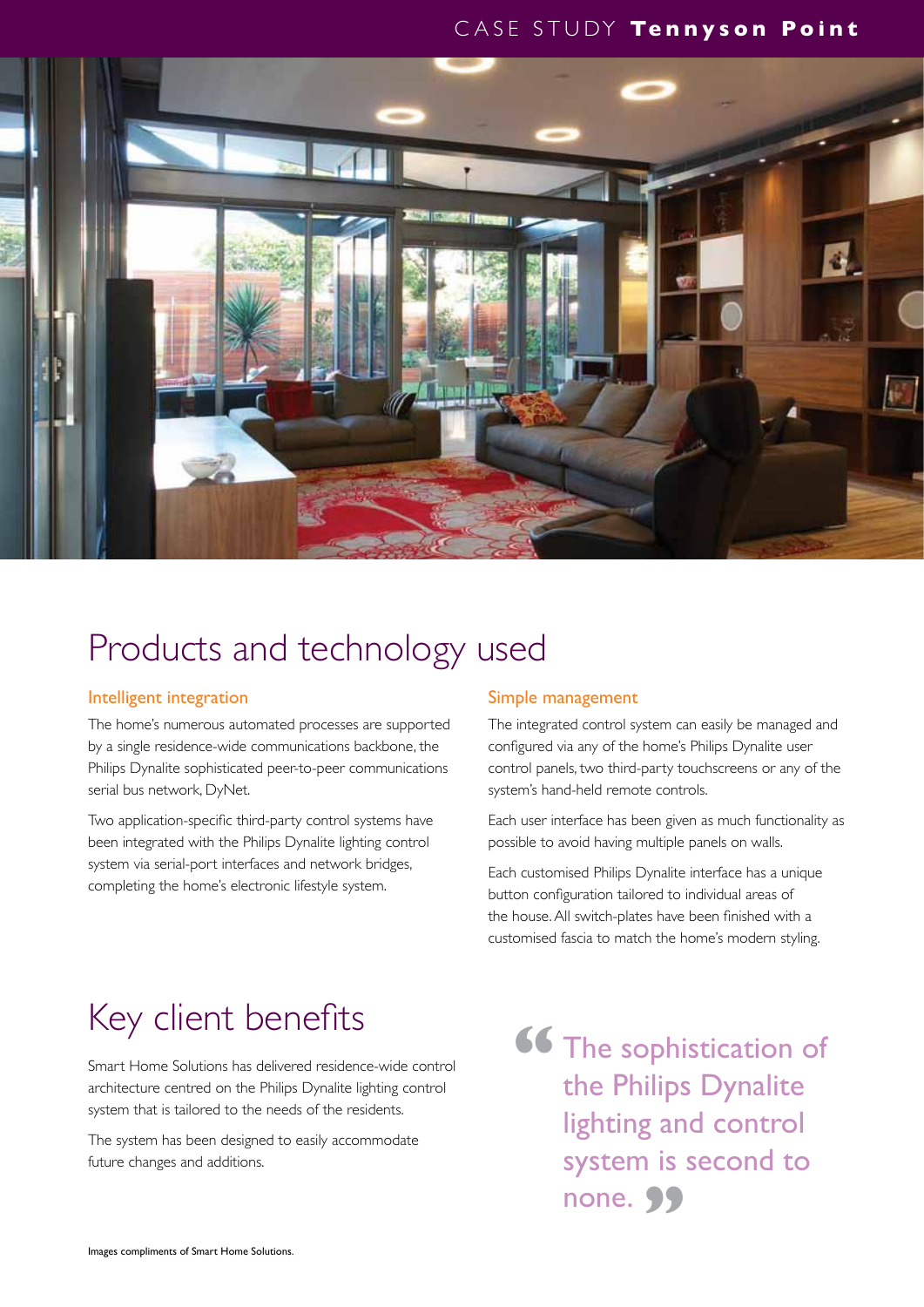# Products and technology used

### Intelligent integration

The home's numerous automated processes are supported by a single residence-wide communications backbone, the Philips Dynalite sophisticated peer-to-peer communications serial bus network, DyNet.

Two application-specific third-party control systems have been integrated with the Philips Dynalite lighting control system via serial-port interfaces and network bridges, completing the home's electronic lifestyle system.

### Simple management

The integrated control system can easily be managed and configured via any of the home's Philips Dynalite user control panels, two third-party touchscreens or any of the system's hand-held remote controls.

Each user interface has been given as much functionality as possible to avoid having multiple panels on walls.

Each customised Philips Dynalite interface has a unique button configuration tailored to individual areas of the house. All switch-plates have been finished with a customised fascia to match the home's modern styling.

# Key client benefits

Smart Home Solutions has delivered residence-wide control architecture centred on the Philips Dynalite lighting control system that is tailored to the needs of the residents.

The system has been designed to easily accommodate future changes and additions.

> "The sophistication of the Philips Dynalite lighting and control system is second to none."

Images compliments of Smart Home Solutions.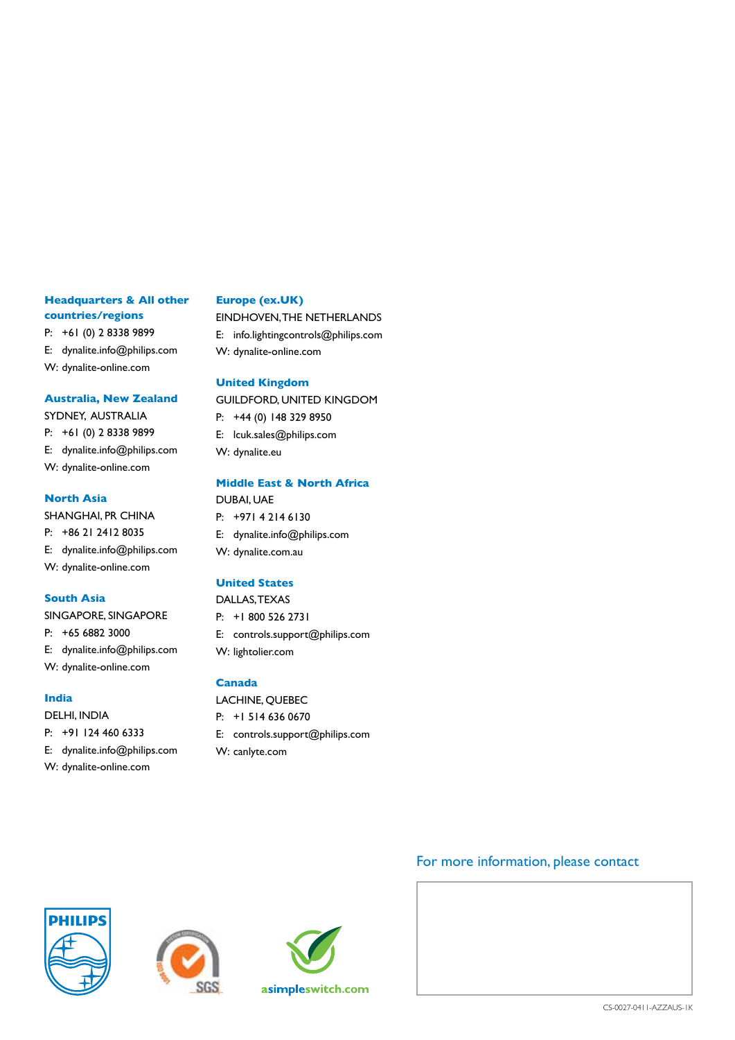### Headquarters & All other countries/regions

P: +61 (0) 2 8338 9899
E: dynalite.info@philips.com
W: dynalite-online.com

### Australia, New Zealand

SYDNEY, AUSTRALIA
P: +61 (0) 2 8338 9899
E: dynalite.info@philips.com
W: dynalite-online.com

### North Asia

SHANGHAI, PR CHINA
P: +86 21 2412 8035
E: dynalite.info@philips.com
W: dynalite-online.com

### South Asia

SINGAPORE, SINGAPORE
P: +65 6882 3000
E: dynalite.info@philips.com
W: dynalite-online.com

### India

DELHI, INDIA
P: +91 124 460 6333
E: dynalite.info@philips.com
W: dynalite-online.com

### Europe (ex.UK)

EINDHOVEN, THE NETHERLANDS
E: info.lightingcontrols@philips.com
W: dynalite-online.com

### United Kingdom

GUILDFORD, UNITED KINGDOM
P: +44 (0) 148 329 8950
E: lcuk.sales@philips.com
W: dynalite.eu

### Middle East & North Africa

DUBAI, UAE
P: +971 4 214 6130
E: dynalite.info@philips.com
W: dynalite.com.au

### United States

DALLAS, TEXAS
P: +1 800 526 2731
E: controls.support@philips.com
W: lightolier.com

### Canada

LACHINE, QUEBEC
P: +1 514 636 0670
E: controls.support@philips.com
W: canlyte.com

PHILIPS

SGS

asimpleswitch.com

For more information, please contact

CS-0027-0411-AZZAUS-1K